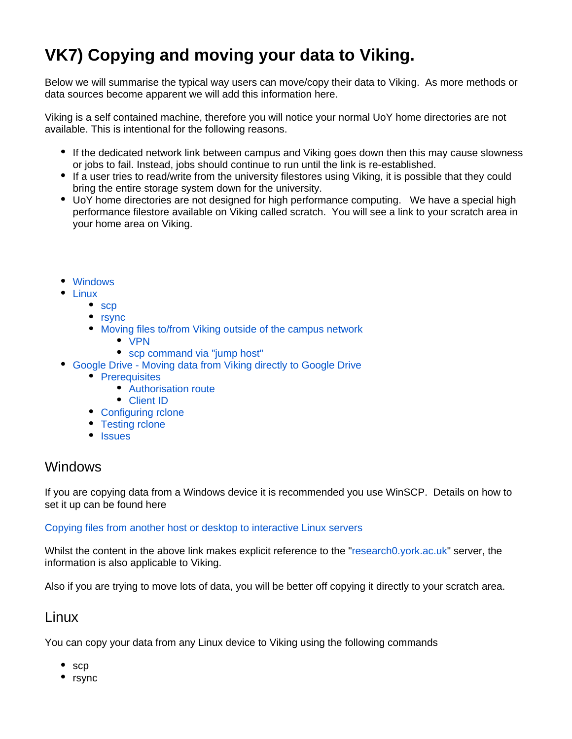# VK7) Copying and moving your data to Viking.

Below we will summarise the typical way users can move/copy their data to Viking. As more methods or data sources become apparent we will add this information here.

Viking is a self contained machine, therefore you will notice your normal UoY home directories are not available. This is intentional for the following reasons.

- If the dedicated network link between campus and Viking goes down then this may cause slowness or jobs to fail. Instead, jobs should continue to run until the link is re-established.
- If a user tries to read/write from the university filestores using Viking, it is possible that they could bring the entire storage system down for the university.
- UoY home directories are not designed for high performance computing. We have a special high performance filestore available on Viking called scratch. You will see a link to your scratch area in your home area on Viking.

- Windows
- Linux
  - scp
  - rsync
  - Moving files to/from Viking outside of the campus network
    - VPN
    - scp command via "jump host"
- Google Drive - Moving data from Viking directly to Google Drive
  - Prerequisites
    - Authorisation route
    - Client ID
  - Configuring rclone
  - Testing rclone
  - Issues

## Windows

If you are copying data from a Windows device it is recommended you use WinSCP. Details on how to set it up can be found here

Copying files from another host or desktop to interactive Linux servers

Whilst the content in the above link makes explicit reference to the "research0.york.ac.uk" server, the information is also applicable to Viking.

Also if you are trying to move lots of data, you will be better off copying it directly to your scratch area.

## Linux

You can copy your data from any Linux device to Viking using the following commands

- scp
- rsync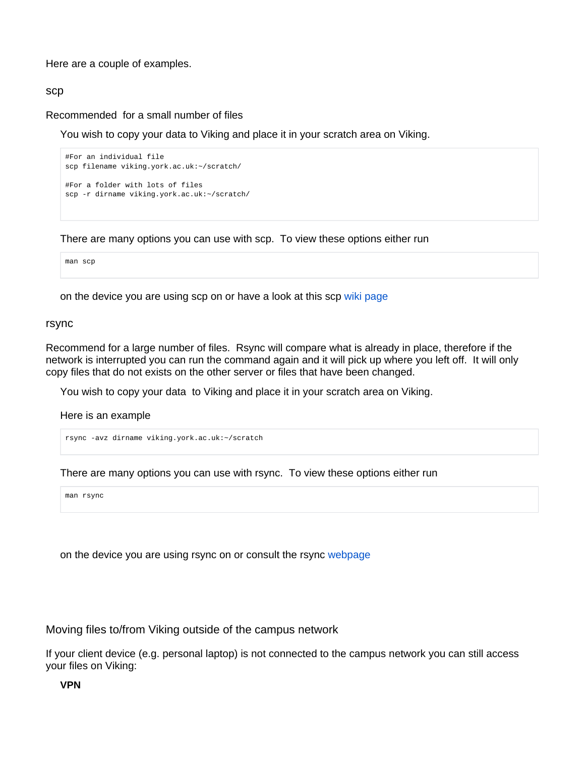Here are a couple of examples.

### scp

Recommended  for a small number of files

You wish to copy your data to Viking and place it in your scratch area on Viking.

```
#For an individual file
scp filename viking.york.ac.uk:~/scratch/

#For a folder with lots of files
scp -r dirname viking.york.ac.uk:~/scratch/
```

There are many options you can use with scp.  To view these options either run

```
man scp
```

on the device you are using scp on or have a look at this scp wiki page

### rsync

Recommend for a large number of files.  Rsync will compare what is already in place, therefore if the network is interrupted you can run the command again and it will pick up where you left off.  It will only copy files that do not exists on the other server or files that have been changed.

You wish to copy your data  to Viking and place it in your scratch area on Viking.

Here is an example

```
rsync -avz dirname viking.york.ac.uk:~/scratch
```

There are many options you can use with rsync.  To view these options either run

```
man rsync
```

on the device you are using rsync on or consult the rsync webpage

## Moving files to/from Viking outside of the campus network

If your client device (e.g. personal laptop) is not connected to the campus network you can still access your files on Viking:

**VPN**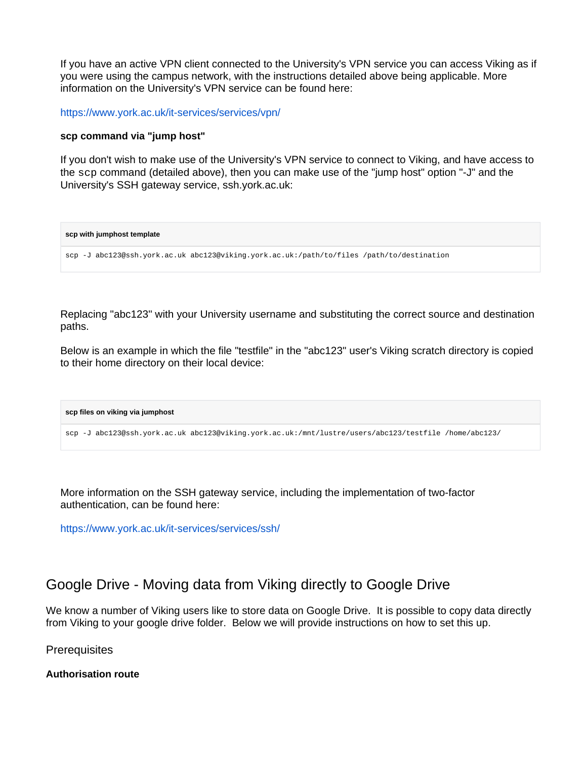If you have an active VPN client connected to the University's VPN service you can access Viking as if you were using the campus network, with the instructions detailed above being applicable. More information on the University's VPN service can be found here:

https://www.york.ac.uk/it-services/services/vpn/

**scp command via "jump host"**

If you don't wish to make use of the University's VPN service to connect to Viking, and have access to the `scp` command (detailed above), then you can make use of the "jump host" option "-J" and the University's SSH gateway service, ssh.york.ac.uk:

**scp with jumphost template**

```
scp -J abc123@ssh.york.ac.uk abc123@viking.york.ac.uk:/path/to/files /path/to/destination
```

Replacing "abc123" with your University username and substituting the correct source and destination paths.

Below is an example in which the file "testfile" in the "abc123" user's Viking scratch directory is copied to their home directory on their local device:

**scp files on viking via jumphost**

```
scp -J abc123@ssh.york.ac.uk abc123@viking.york.ac.uk:/mnt/lustre/users/abc123/testfile /home/abc123/
```

More information on the SSH gateway service, including the implementation of two-factor authentication, can be found here:

https://www.york.ac.uk/it-services/services/ssh/

## Google Drive - Moving data from Viking directly to Google Drive

We know a number of Viking users like to store data on Google Drive. It is possible to copy data directly from Viking to your google drive folder. Below we will provide instructions on how to set this up.

### Prerequisites

**Authorisation route**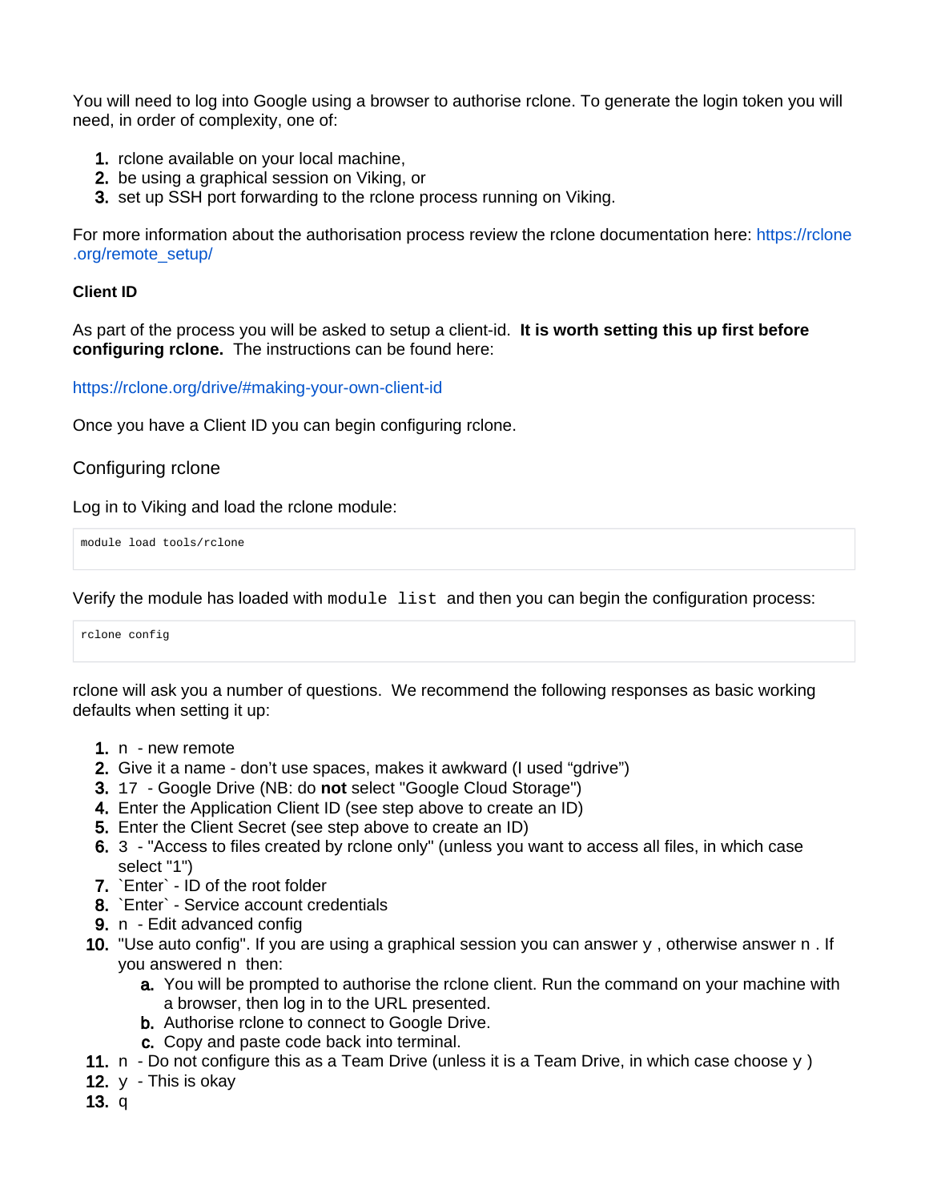You will need to log into Google using a browser to authorise rclone. To generate the login token you will need, in order of complexity, one of:

1. rclone available on your local machine,
2. be using a graphical session on Viking, or
3. set up SSH port forwarding to the rclone process running on Viking.

For more information about the authorisation process review the rclone documentation here: https://rclone.org/remote_setup/

**Client ID**

As part of the process you will be asked to setup a client-id. **It is worth setting this up first before configuring rclone.** The instructions can be found here:

https://rclone.org/drive/#making-your-own-client-id

Once you have a Client ID you can begin configuring rclone.

## Configuring rclone

Log in to Viking and load the rclone module:

```
module load tools/rclone
```

Verify the module has loaded with `module list` and then you can begin the configuration process:

```
rclone config
```

rclone will ask you a number of questions. We recommend the following responses as basic working defaults when setting it up:

1. `n` - new remote
2. Give it a name - don't use spaces, makes it awkward (I used "gdrive")
3. `17` - Google Drive (NB: do **not** select "Google Cloud Storage")
4. Enter the Application Client ID (see step above to create an ID)
5. Enter the Client Secret (see step above to create an ID)
6. `3` - "Access to files created by rclone only" (unless you want to access all files, in which case select "1")
7. `Enter` - ID of the root folder
8. `Enter` - Service account credentials
9. `n` - Edit advanced config
10. "Use auto config". If you are using a graphical session you can answer `y`, otherwise answer `n`. If you answered `n` then:
    a. You will be prompted to authorise the rclone client. Run the command on your machine with a browser, then log in to the URL presented.
    b. Authorise rclone to connect to Google Drive.
    c. Copy and paste code back into terminal.
11. `n` - Do not configure this as a Team Drive (unless it is a Team Drive, in which case choose `y`)
12. `y` - This is okay
13. `q`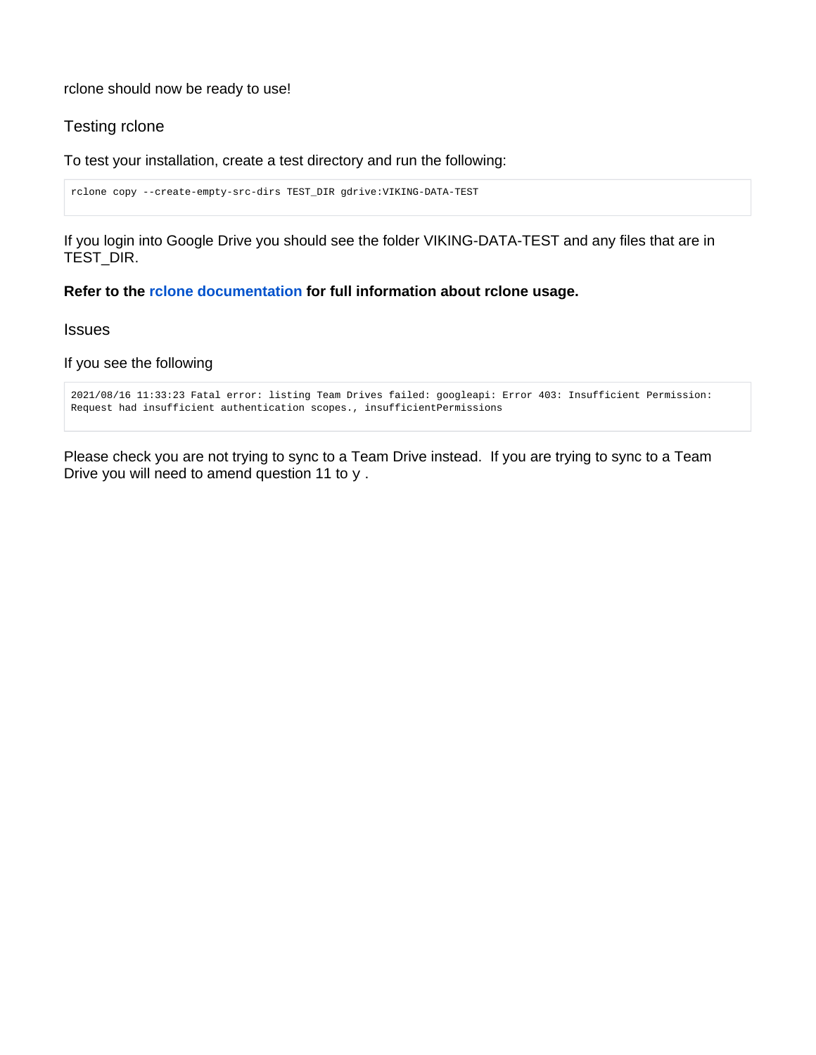rclone should now be ready to use!

## Testing rclone

To test your installation, create a test directory and run the following:

```
rclone copy --create-empty-src-dirs TEST_DIR gdrive:VIKING-DATA-TEST
```

If you login into Google Drive you should see the folder VIKING-DATA-TEST and any files that are in TEST_DIR.

**Refer to the rclone documentation for full information about rclone usage.**

## Issues

If you see the following

```
2021/08/16 11:33:23 Fatal error: listing Team Drives failed: googleapi: Error 403: Insufficient Permission:
Request had insufficient authentication scopes., insufficientPermissions
```

Please check you are not trying to sync to a Team Drive instead. If you are trying to sync to a Team Drive you will need to amend question 11 to y .